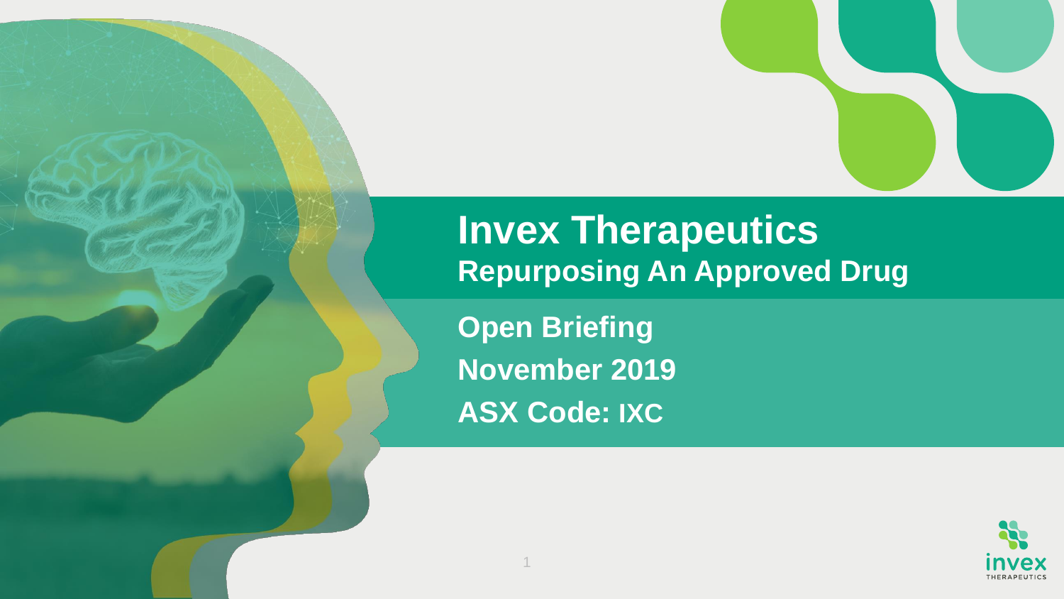# Invex Therapeutics

## Repurposing An Approved Drug

**Open Briefing**

**November 2019**

**ASX Code: IXC**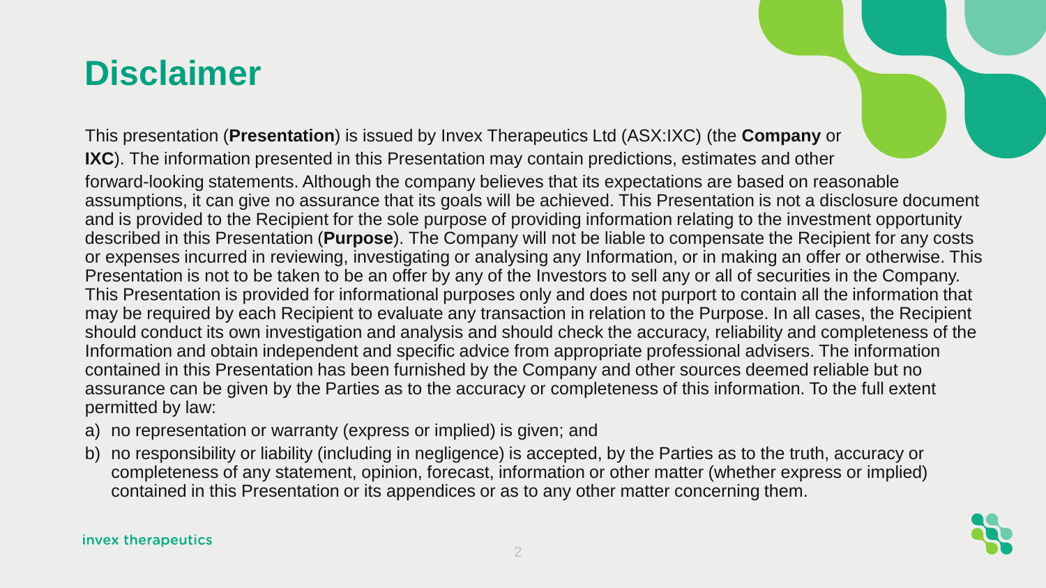# Disclaimer

This presentation (**Presentation**) is issued by Invex Therapeutics Ltd (ASX:IXC) (the **Company** or **IXC**). The information presented in this Presentation may contain predictions, estimates and other forward-looking statements. Although the company believes that its expectations are based on reasonable assumptions, it can give no assurance that its goals will be achieved. This Presentation is not a disclosure document and is provided to the Recipient for the sole purpose of providing information relating to the investment opportunity described in this Presentation (**Purpose**). The Company will not be liable to compensate the Recipient for any costs or expenses incurred in reviewing, investigating or analysing any Information, or in making an offer or otherwise. This Presentation is not to be taken to be an offer by any of the Investors to sell any or all of securities in the Company. This Presentation is provided for informational purposes only and does not purport to contain all the information that may be required by each Recipient to evaluate any transaction in relation to the Purpose. In all cases, the Recipient should conduct its own investigation and analysis and should check the accuracy, reliability and completeness of the Information and obtain independent and specific advice from appropriate professional advisers. The information contained in this Presentation has been furnished by the Company and other sources deemed reliable but no assurance can be given by the Parties as to the accuracy or completeness of this information. To the full extent permitted by law:

a) no representation or warranty (express or implied) is given; and
b) no responsibility or liability (including in negligence) is accepted, by the Parties as to the truth, accuracy or completeness of any statement, opinion, forecast, information or other matter (whether express or implied) contained in this Presentation or its appendices or as to any other matter concerning them.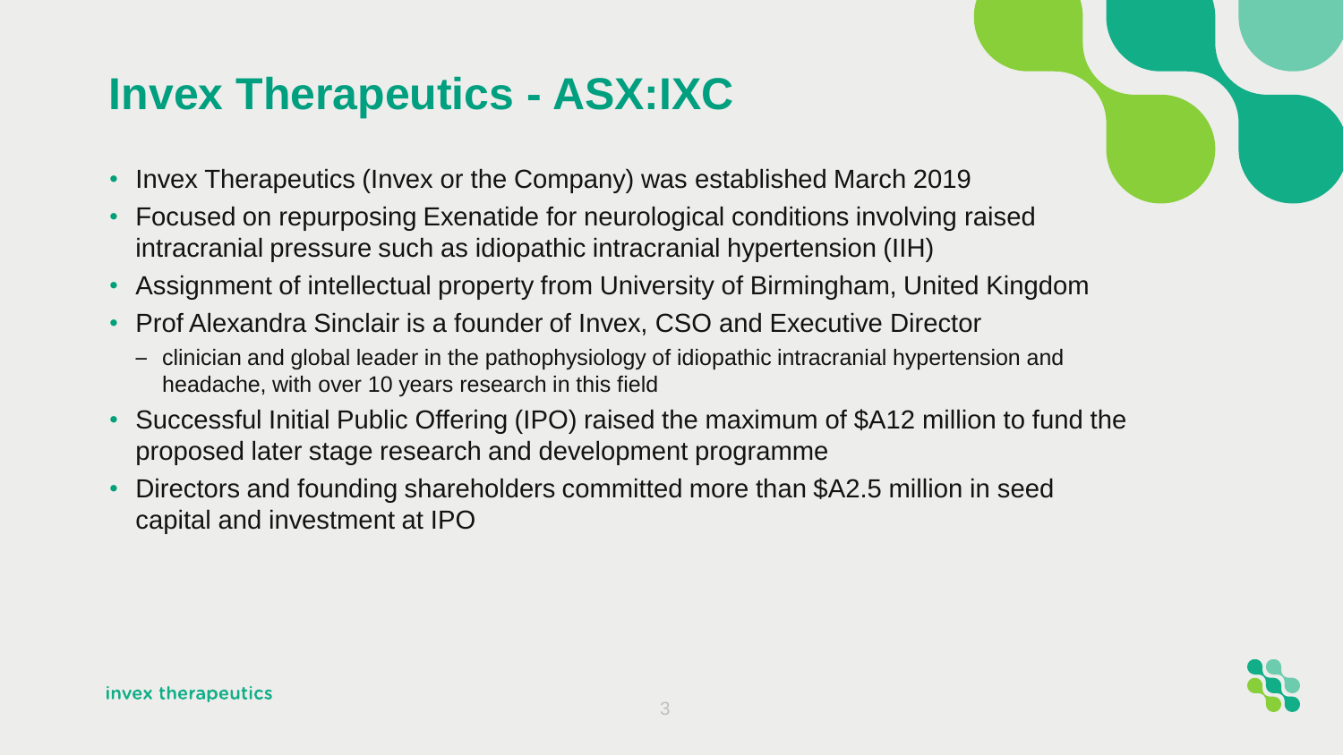# Invex Therapeutics - ASX:IXC

- Invex Therapeutics (Invex or the Company) was established March 2019
- Focused on repurposing Exenatide for neurological conditions involving raised intracranial pressure such as idiopathic intracranial hypertension (IIH)
- Assignment of intellectual property from University of Birmingham, United Kingdom
- Prof Alexandra Sinclair is a founder of Invex, CSO and Executive Director
  - clinician and global leader in the pathophysiology of idiopathic intracranial hypertension and headache, with over 10 years research in this field
- Successful Initial Public Offering (IPO) raised the maximum of $A12 million to fund the proposed later stage research and development programme
- Directors and founding shareholders committed more than $A2.5 million in seed capital and investment at IPO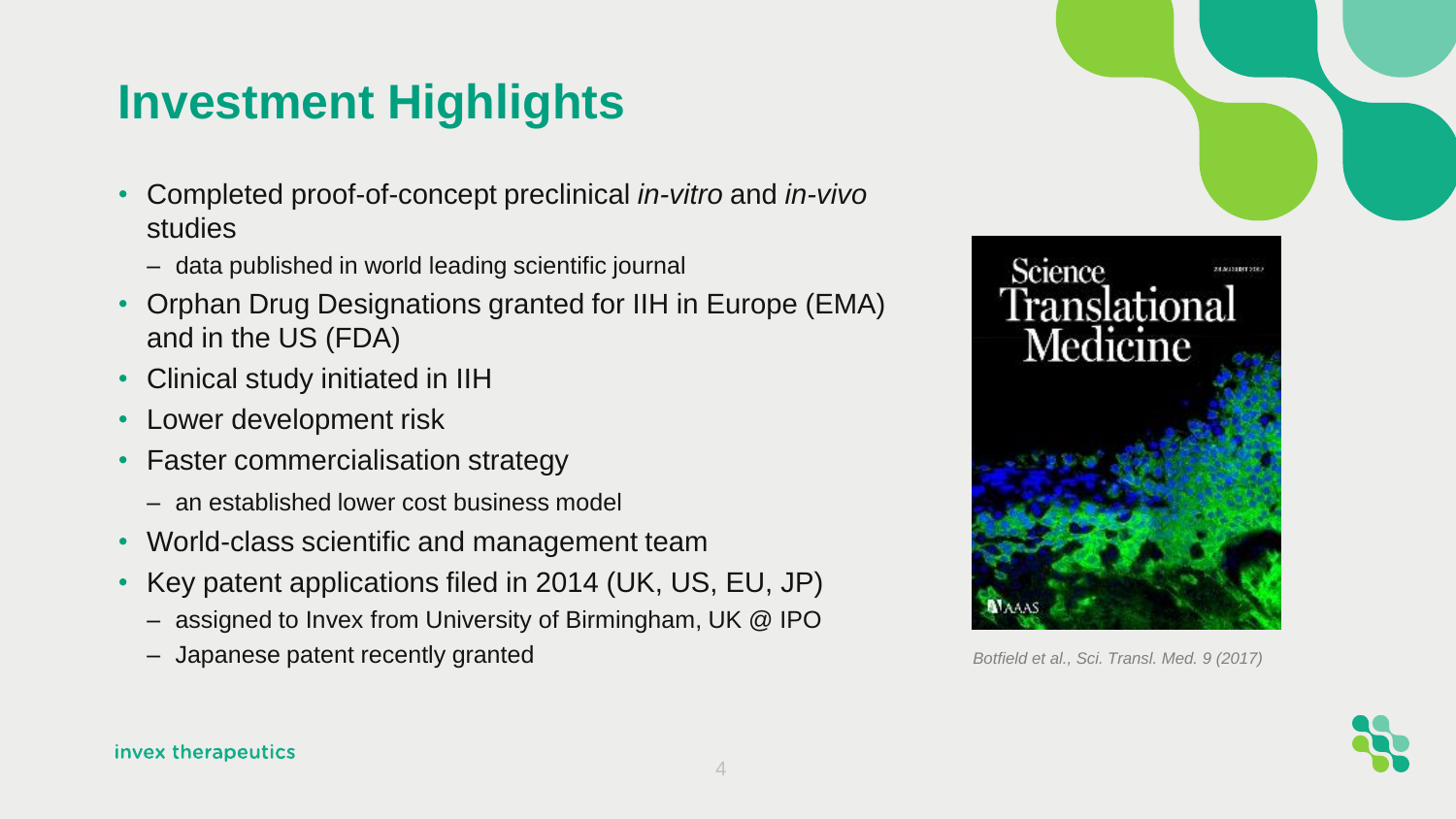# Investment Highlights

- Completed proof-of-concept preclinical *in-vitro* and *in-vivo* studies
  - data published in world leading scientific journal
- Orphan Drug Designations granted for IIH in Europe (EMA) and in the US (FDA)
- Clinical study initiated in IIH
- Lower development risk
- Faster commercialisation strategy
  - an established lower cost business model
- World-class scientific and management team
- Key patent applications filed in 2014 (UK, US, EU, JP)
  - assigned to Invex from University of Birmingham, UK @ IPO
  - Japanese patent recently granted

*Botfield et al., Sci. Transl. Med. 9 (2017)*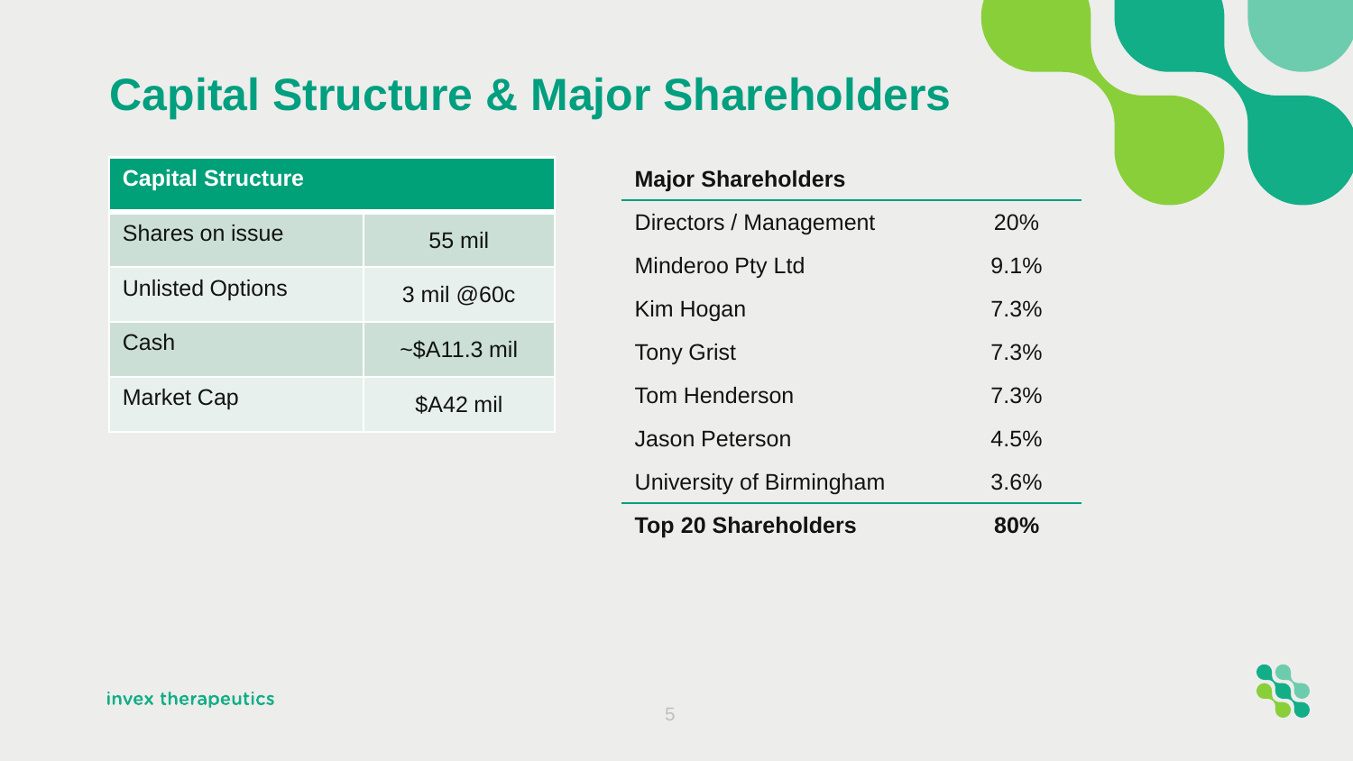# Capital Structure & Major Shareholders

| Capital Structure | |
|---|---|
| Shares on issue | 55 mil |
| Unlisted Options | 3 mil @60c |
| Cash | ~$A11.3 mil |
| Market Cap | $A42 mil |

| Major Shareholders | |
|---|---|
| Directors / Management | 20% |
| Minderoo Pty Ltd | 9.1% |
| Kim Hogan | 7.3% |
| Tony Grist | 7.3% |
| Tom Henderson | 7.3% |
| Jason Peterson | 4.5% |
| University of Birmingham | 3.6% |
| **Top 20 Shareholders** | **80%** |

invex therapeutics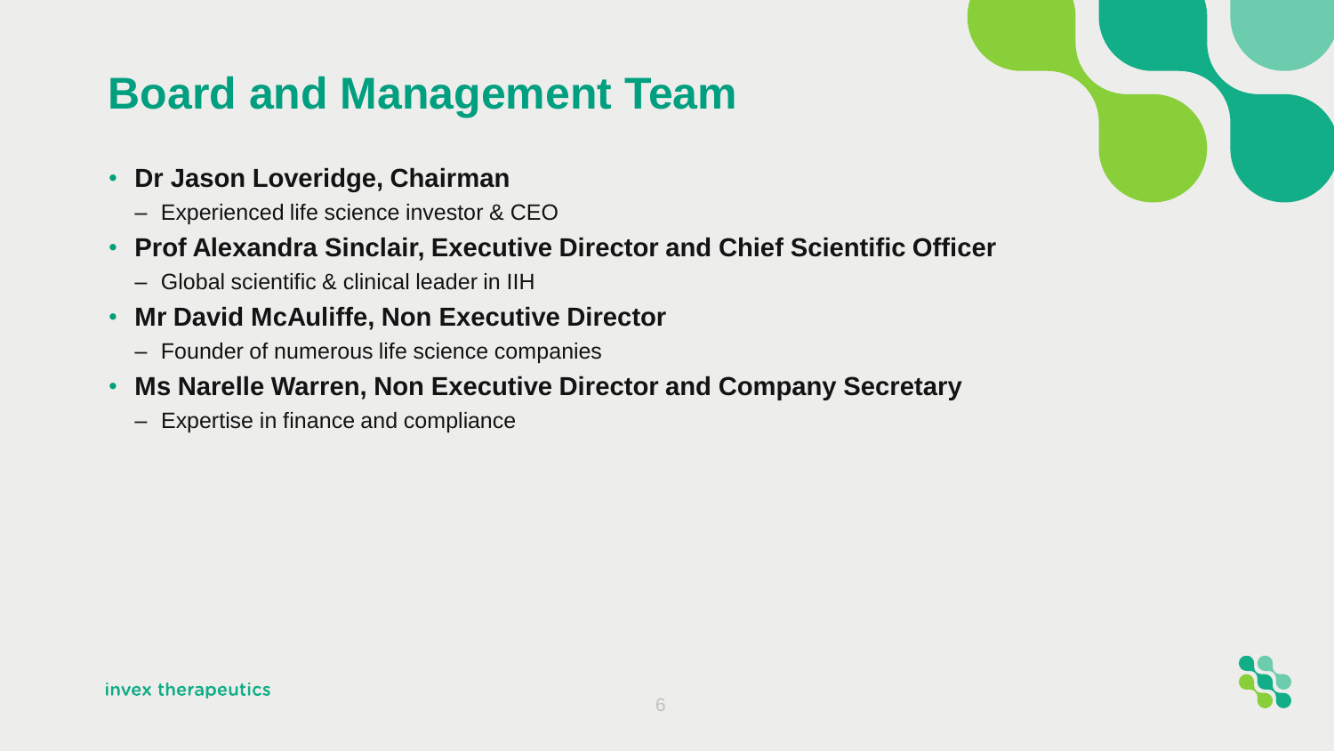# Board and Management Team

- **Dr Jason Loveridge, Chairman**
  - Experienced life science investor & CEO
- **Prof Alexandra Sinclair, Executive Director and Chief Scientific Officer**
  - Global scientific & clinical leader in IIH
- **Mr David McAuliffe, Non Executive Director**
  - Founder of numerous life science companies
- **Ms Narelle Warren, Non Executive Director and Company Secretary**
  - Expertise in finance and compliance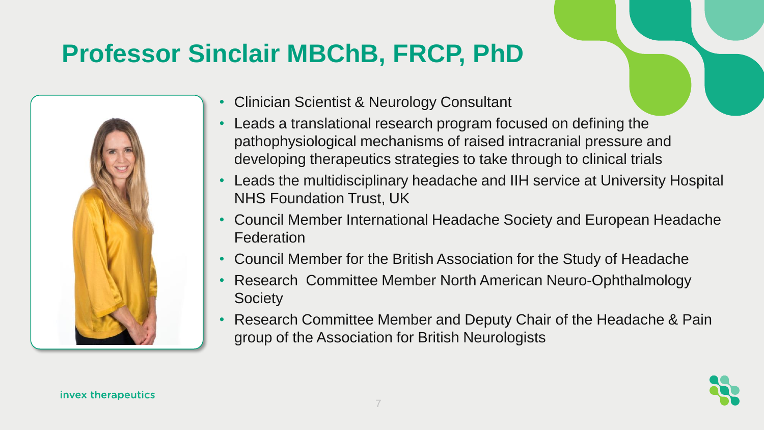# Professor Sinclair MBChB, FRCP, PhD

- Clinician Scientist & Neurology Consultant
- Leads a translational research program focused on defining the pathophysiological mechanisms of raised intracranial pressure and developing therapeutics strategies to take through to clinical trials
- Leads the multidisciplinary headache and IIH service at University Hospital NHS Foundation Trust, UK
- Council Member International Headache Society and European Headache Federation
- Council Member for the British Association for the Study of Headache
- Research Committee Member North American Neuro-Ophthalmology Society
- Research Committee Member and Deputy Chair of the Headache & Pain group of the Association for British Neurologists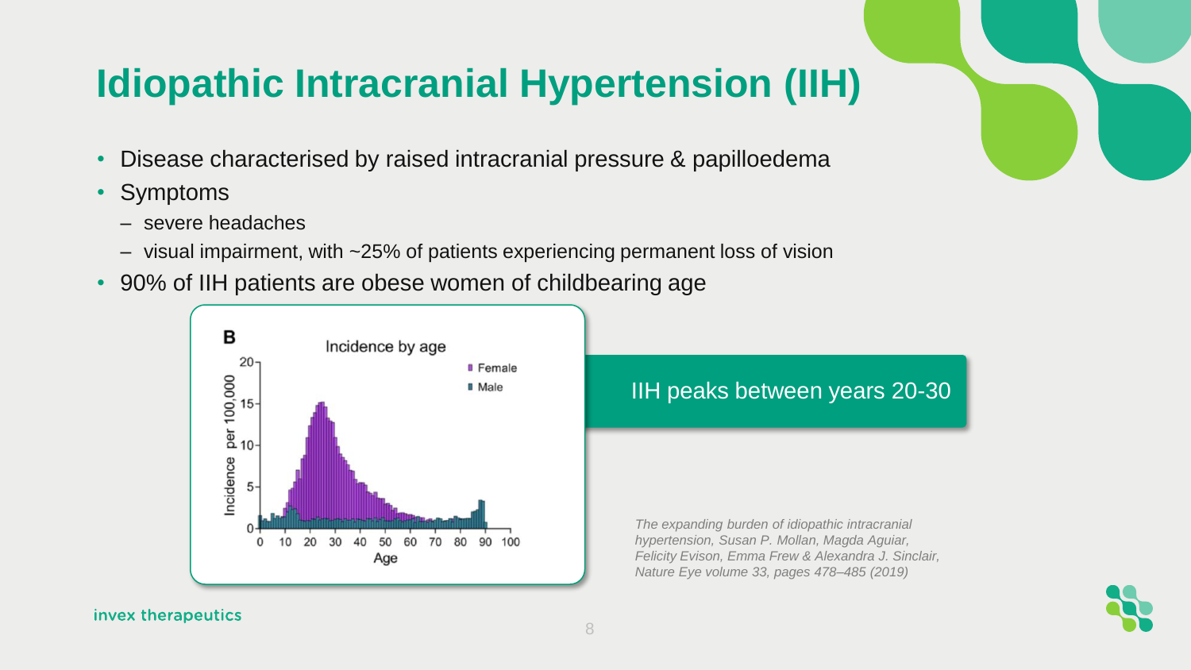# Idiopathic Intracranial Hypertension (IIH)

- Disease characterised by raised intracranial pressure & papilloedema
- Symptoms
  - severe headaches
  - visual impairment, with ~25% of patients experiencing permanent loss of vision
- 90% of IIH patients are obese women of childbearing age

IIH peaks between years 20-30

*The expanding burden of idiopathic intracranial hypertension, Susan P. Mollan, Magda Aguiar, Felicity Evison, Emma Frew & Alexandra J. Sinclair, Nature Eye volume 33, pages 478–485 (2019)*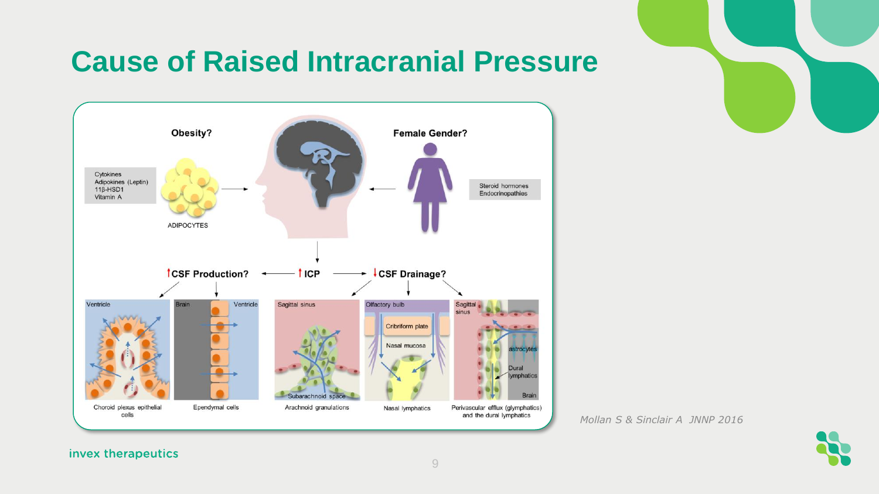# Cause of Raised Intracranial Pressure

Obesity?

- Cytokines
- Adipokines (Leptin)
- 11β-HSD1
- Vitamin A

ADIPOCYTES

Female Gender?

- Steroid hormones
- Endocrinopathies

↑ICP

↑CSF Production?

↓CSF Drainage?

Ventricle — Choroid plexus epithelial cells

Brain / Ventricle — Ependymal cells

Sagittal sinus / Subarachnoid space — Arachnoid granulations

Olfactory bulb / Cribriform plate / Nasal mucosa — Nasal lymphatics

Sagittal sinus / astrocytes / Dural lymphatics / Brain — Perivascular efflux (glymphatics) and the dural lymphatics

*Mollan S & Sinclair A JNNP 2016*

invex therapeutics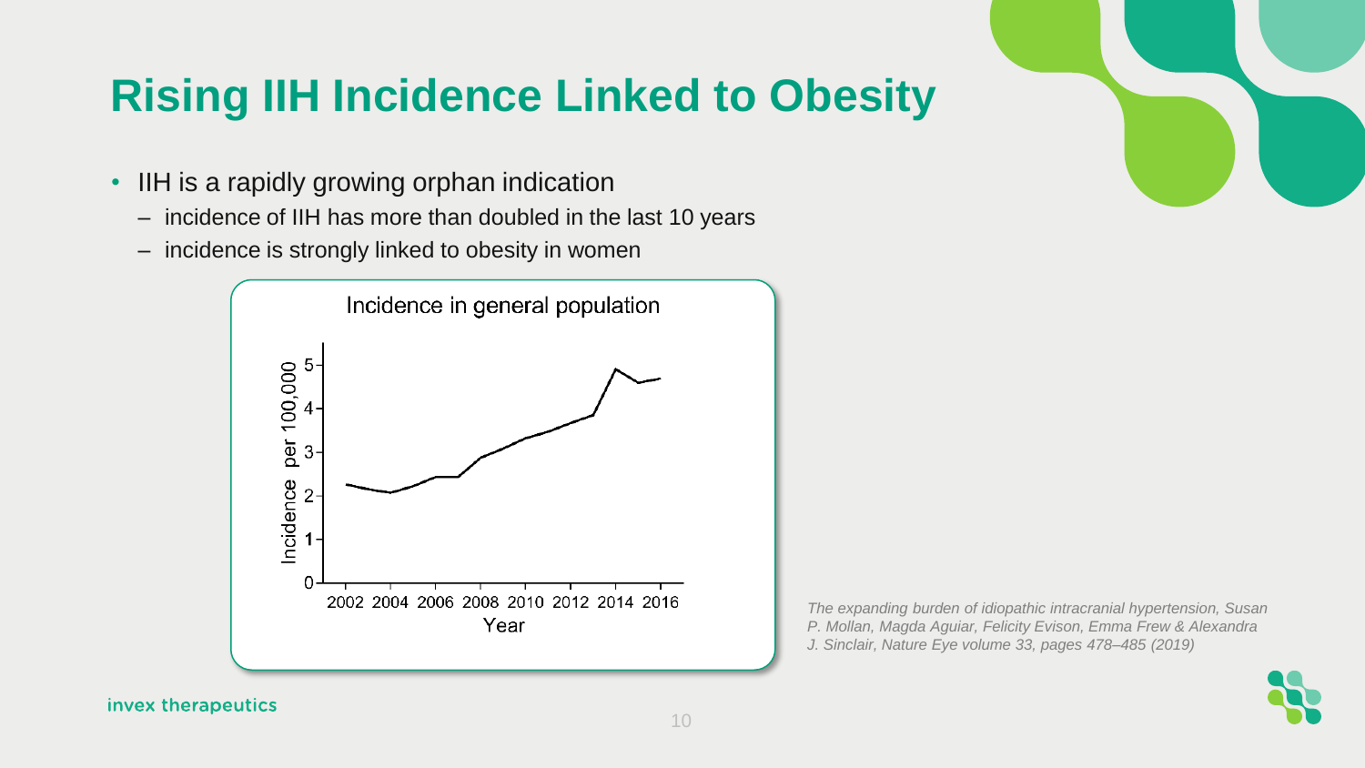# Rising IIH Incidence Linked to Obesity

- IIH is a rapidly growing orphan indication
  - incidence of IIH has more than doubled in the last 10 years
  - incidence is strongly linked to obesity in women

Incidence in general population

*The expanding burden of idiopathic intracranial hypertension, Susan P. Mollan, Magda Aguiar, Felicity Evison, Emma Frew & Alexandra J. Sinclair, Nature Eye volume 33, pages 478–485 (2019)*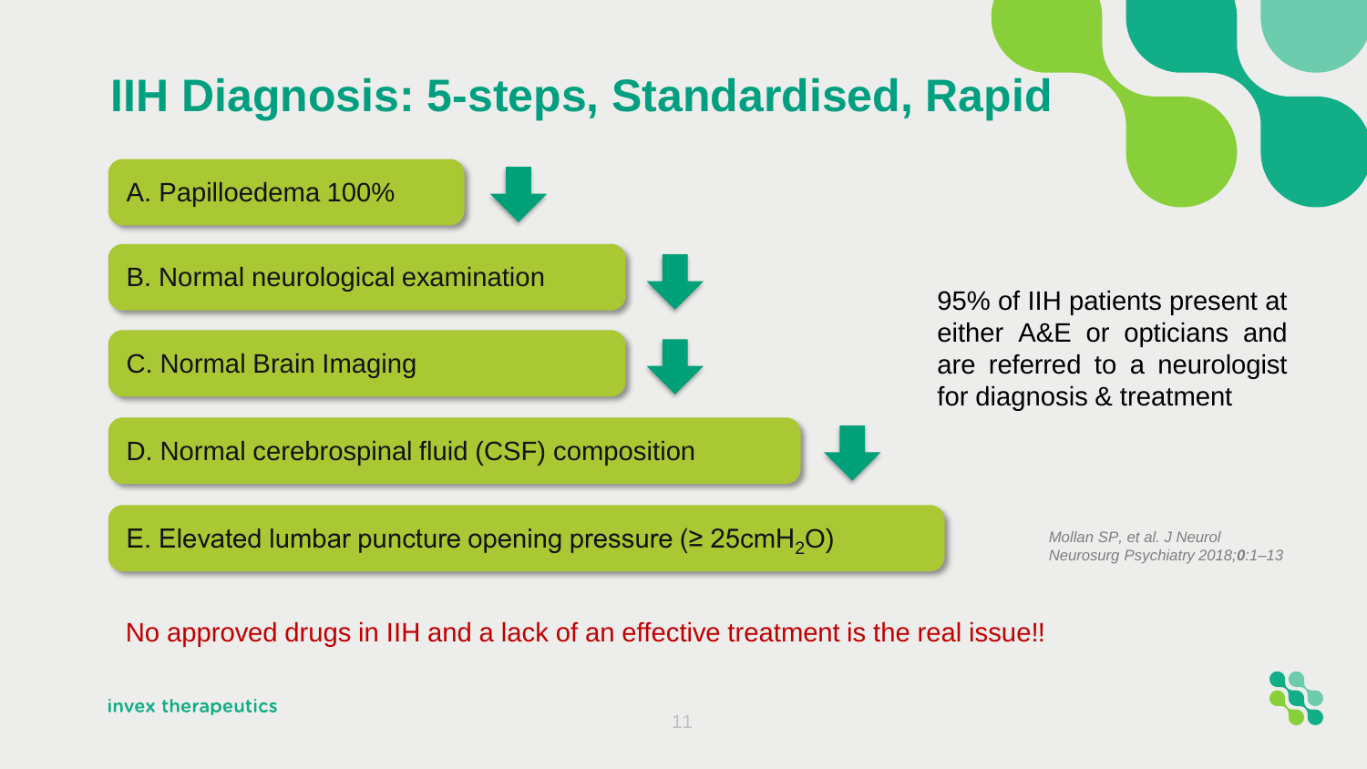# IIH Diagnosis: 5-steps, Standardised, Rapid

- A. Papilloedema 100%
- B. Normal neurological examination
- C. Normal Brain Imaging
- D. Normal cerebrospinal fluid (CSF) composition
- E. Elevated lumbar puncture opening pressure (≥ 25cm$H_2O$)

95% of IIH patients present at either A&E or opticians and are referred to a neurologist for diagnosis & treatment

*Mollan SP, et al. J Neurol Neurosurg Psychiatry 2018;**0**:1–13*

No approved drugs in IIH and a lack of an effective treatment is the real issue!!

invex therapeutics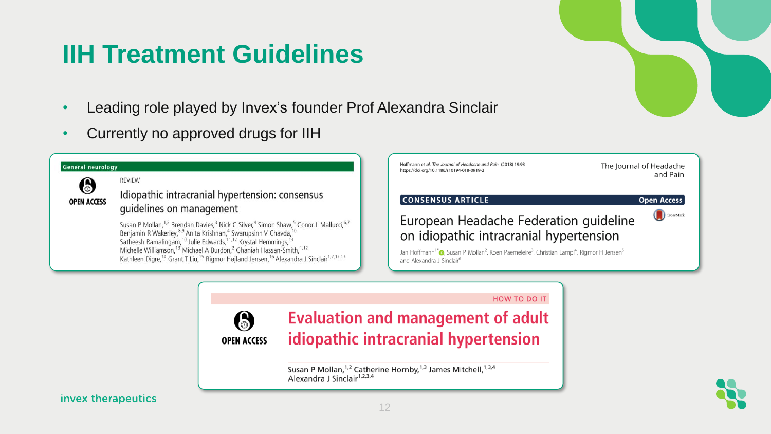# IIH Treatment Guidelines

- Leading role played by Invex's founder Prof Alexandra Sinclair
- Currently no approved drugs for IIH

General neurology

OPEN ACCESS

REVIEW

## Idiopathic intracranial hypertension: consensus guidelines on management

Susan P Mollan,[1,2] Brendan Davies,[3] Nick C Silver,[4] Simon Shaw,[5] Conor L Mallucci,[6,7] Benjamin R Wakerley,[8,9] Anita Krishnan,[4] Swarupsinh V Chavda,[10] Satheesh Ramalingam,[10] Julie Edwards,[11,12] Krystal Hemmings,[13] Michelle Williamson,[13] Michael A Burdon,[2] Ghaniah Hassan-Smith,[1,12] Kathleen Digre,[14] Grant T Liu,[15] Rigmor Højland Jensen,[16] Alexandra J Sinclair[1,2,12,17]

Hoffmann et al. The Journal of Headache and Pain (2018) 19:93
https://doi.org/10.1186/s10194-018-0919-2

The Journal of Headache and Pain

CONSENSUS ARTICLE — Open Access

## European Headache Federation guideline on idiopathic intracranial hypertension

Jan Hoffmann[1*], Susan P Mollan[2], Koen Paemeleire[3], Christian Lampl[4], Rigmor H Jensen[5] and Alexandra J Sinclair[6]

HOW TO DO IT

OPEN ACCESS

## Evaluation and management of adult idiopathic intracranial hypertension

Susan P Mollan,[1,2] Catherine Hornby,[1,3] James Mitchell,[1,3,4] Alexandra J Sinclair[1,2,3,4]

invex therapeutics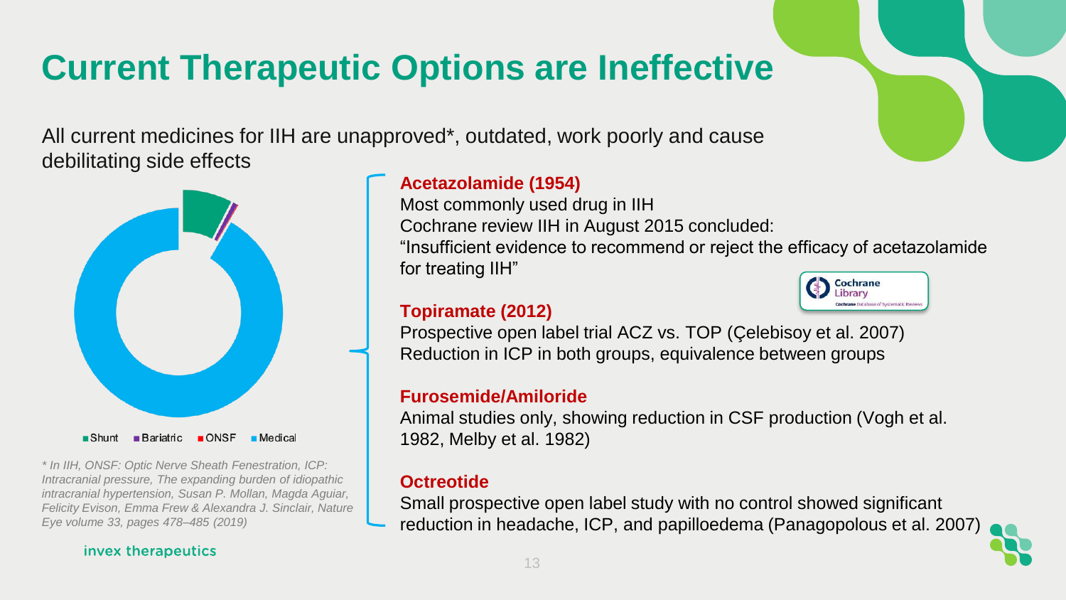# Current Therapeutic Options are Ineffective

All current medicines for IIH are unapproved*, outdated, work poorly and cause debilitating side effects

■ Shunt ■ Bariatric ■ ONSF ■ Medical

*\* In IIH, ONSF: Optic Nerve Sheath Fenestration, ICP: Intracranial pressure, The expanding burden of idiopathic intracranial hypertension, Susan P. Mollan, Magda Aguiar, Felicity Evison, Emma Frew & Alexandra J. Sinclair, Nature Eye volume 33, pages 478–485 (2019)*

**Acetazolamide (1954)**

Most commonly used drug in IIH

Cochrane review IIH in August 2015 concluded:

"Insufficient evidence to recommend or reject the efficacy of acetazolamide for treating IIH"

Cochrane Library

**Topiramate (2012)**

Prospective open label trial ACZ vs. TOP (Çelebisoy et al. 2007)

Reduction in ICP in both groups, equivalence between groups

**Furosemide/Amiloride**

Animal studies only, showing reduction in CSF production (Vogh et al. 1982, Melby et al. 1982)

**Octreotide**

Small prospective open label study with no control showed significant reduction in headache, ICP, and papilloedema (Panagopolous et al. 2007)

invex therapeutics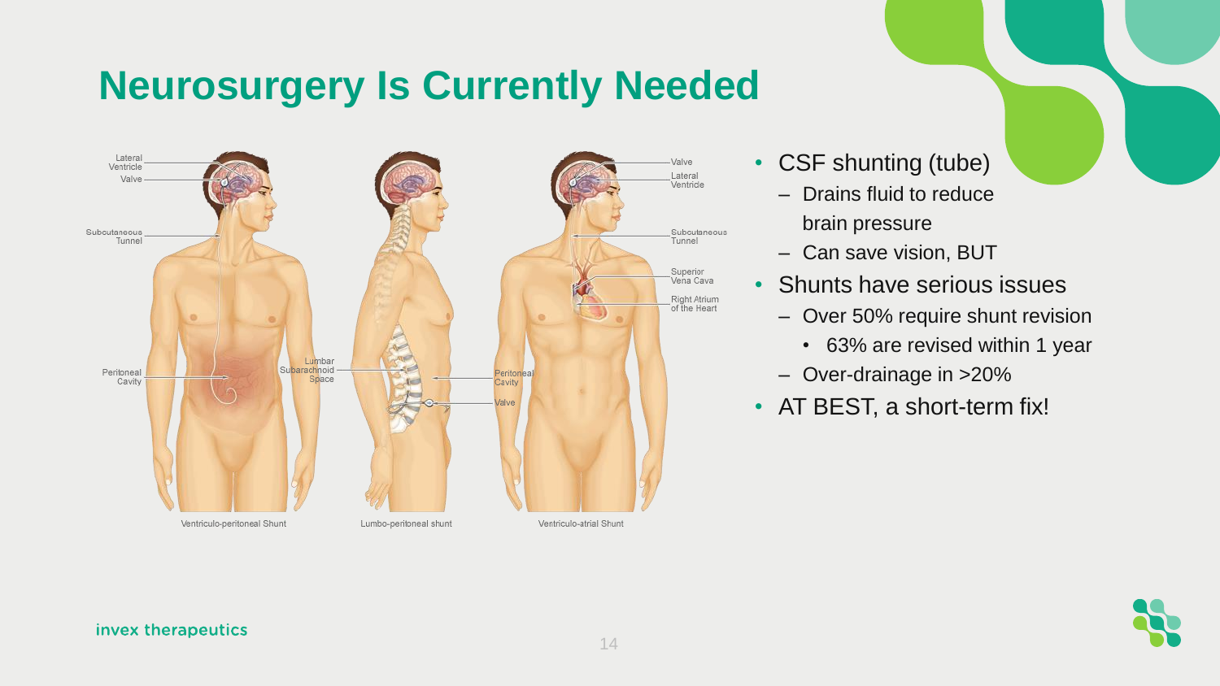# Neurosurgery Is Currently Needed

Ventriculo-peritoneal Shunt

Lumbo-peritoneal shunt

Ventriculo-atrial Shunt

- CSF shunting (tube)
  - Drains fluid to reduce brain pressure
  - Can save vision, BUT
- Shunts have serious issues
  - Over 50% require shunt revision
    - 63% are revised within 1 year
  - Over-drainage in >20%
- AT BEST, a short-term fix!

invex therapeutics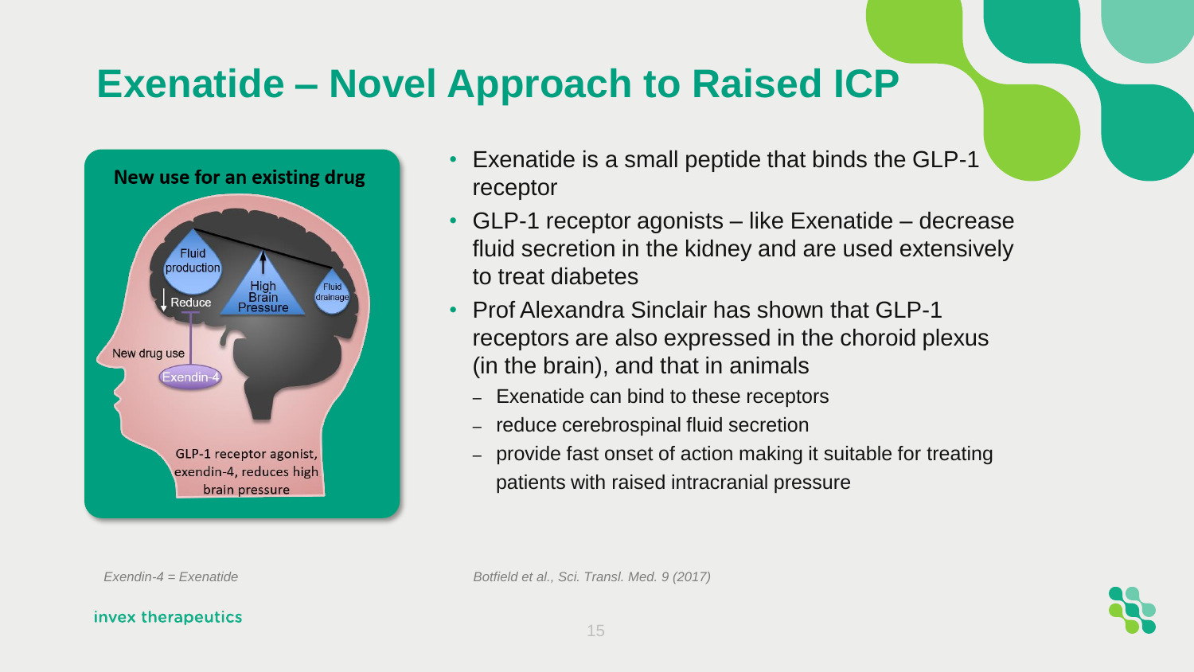# Exenatide – Novel Approach to Raised ICP

**New use for an existing drug**

Fluid production

Reduce

High Brain Pressure

Fluid drainage

New drug use

Exendin-4

GLP-1 receptor agonist, exendin-4, reduces high brain pressure

- Exenatide is a small peptide that binds the GLP-1 receptor
- GLP-1 receptor agonists – like Exenatide – decrease fluid secretion in the kidney and are used extensively to treat diabetes
- Prof Alexandra Sinclair has shown that GLP-1 receptors are also expressed in the choroid plexus (in the brain), and that in animals
  - Exenatide can bind to these receptors
  - reduce cerebrospinal fluid secretion
  - provide fast onset of action making it suitable for treating patients with raised intracranial pressure

*Exendin-4 = Exenatide*

*Botfield et al., Sci. Transl. Med. 9 (2017)*

invex therapeutics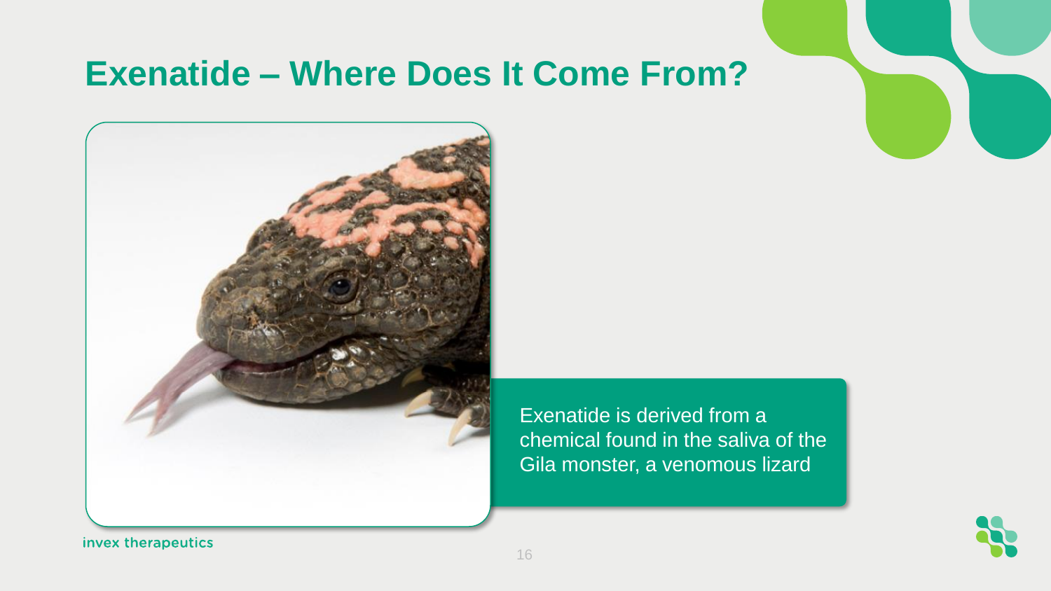# Exenatide – Where Does It Come From?

Exenatide is derived from a chemical found in the saliva of the Gila monster, a venomous lizard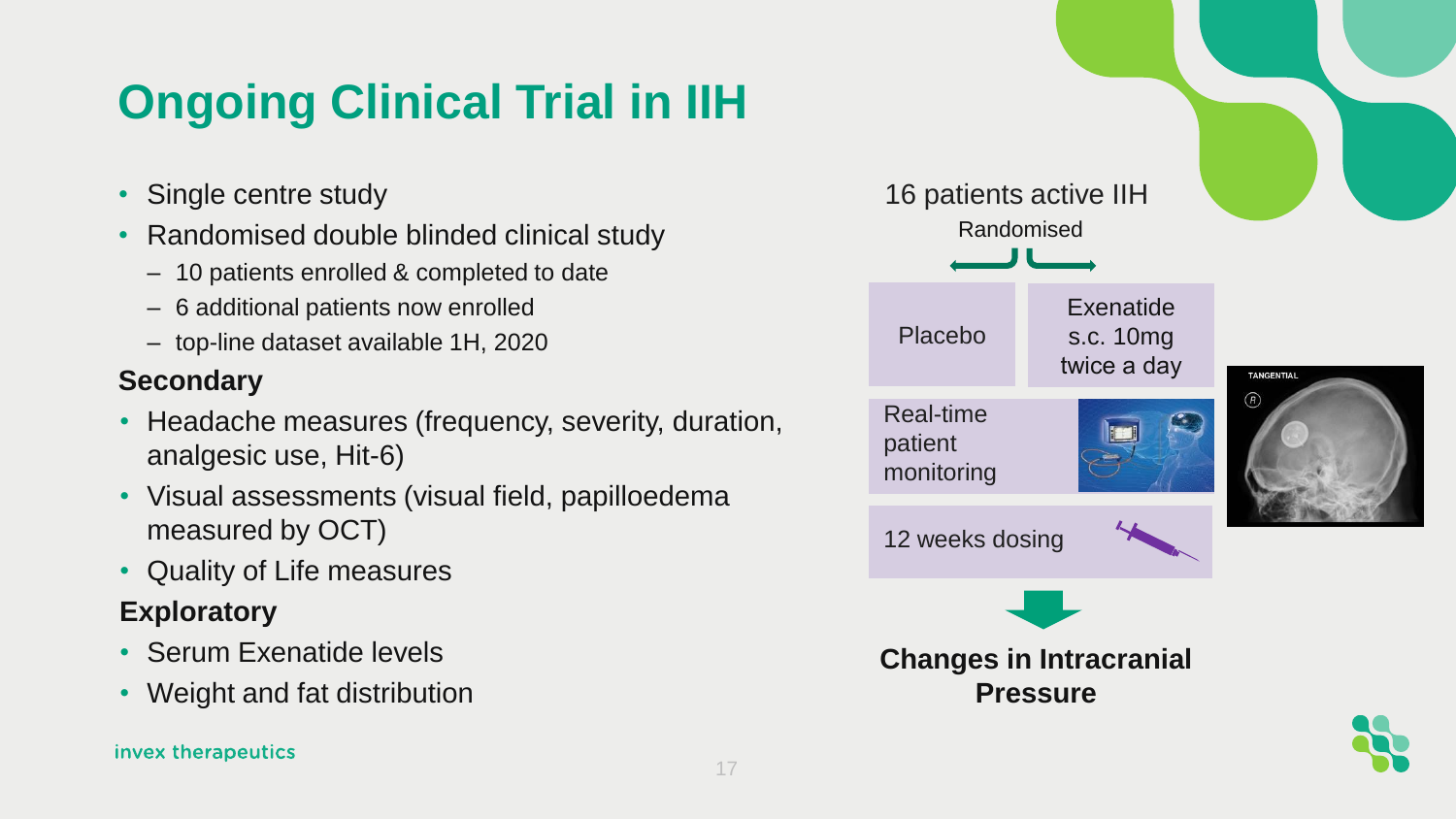# Ongoing Clinical Trial in IIH

- Single centre study
- Randomised double blinded clinical study
  - 10 patients enrolled & completed to date
  - 6 additional patients now enrolled
  - top-line dataset available 1H, 2020

**Secondary**

- Headache measures (frequency, severity, duration, analgesic use, Hit-6)
- Visual assessments (visual field, papilloedema measured by OCT)
- Quality of Life measures

**Exploratory**

- Serum Exenatide levels
- Weight and fat distribution

16 patients active IIH

Randomised

| Placebo | Exenatide s.c. 10mg twice a day |
|---|---|

Real-time patient monitoring

12 weeks dosing

**Changes in Intracranial Pressure**

invex therapeutics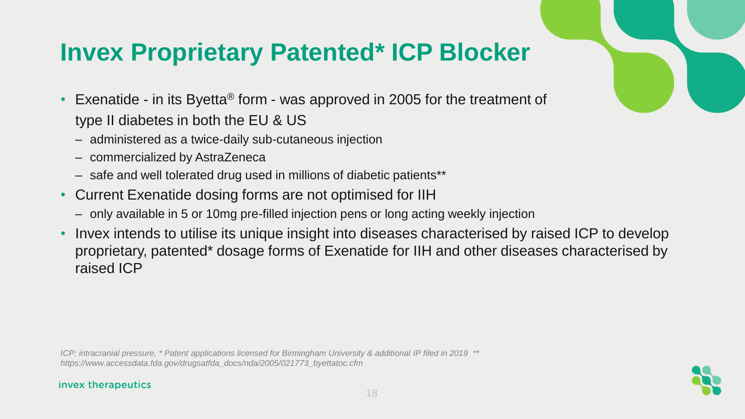# Invex Proprietary Patented* ICP Blocker

- Exenatide - in its Byetta® form - was approved in 2005 for the treatment of type II diabetes in both the EU & US
  - administered as a twice-daily sub-cutaneous injection
  - commercialized by AstraZeneca
  - safe and well tolerated drug used in millions of diabetic patients**
- Current Exenatide dosing forms are not optimised for IIH
  - only available in 5 or 10mg pre-filled injection pens or long acting weekly injection
- Invex intends to utilise its unique insight into diseases characterised by raised ICP to develop proprietary, patented* dosage forms of Exenatide for IIH and other diseases characterised by raised ICP

*ICP: intracranial pressure, * Patent applications licensed for Birmingham University & additional IP filed in 2019 ** https://www.accessdata.fda.gov/drugsatfda_docs/nda/2005/021773_byettatoc.cfm*

invex therapeutics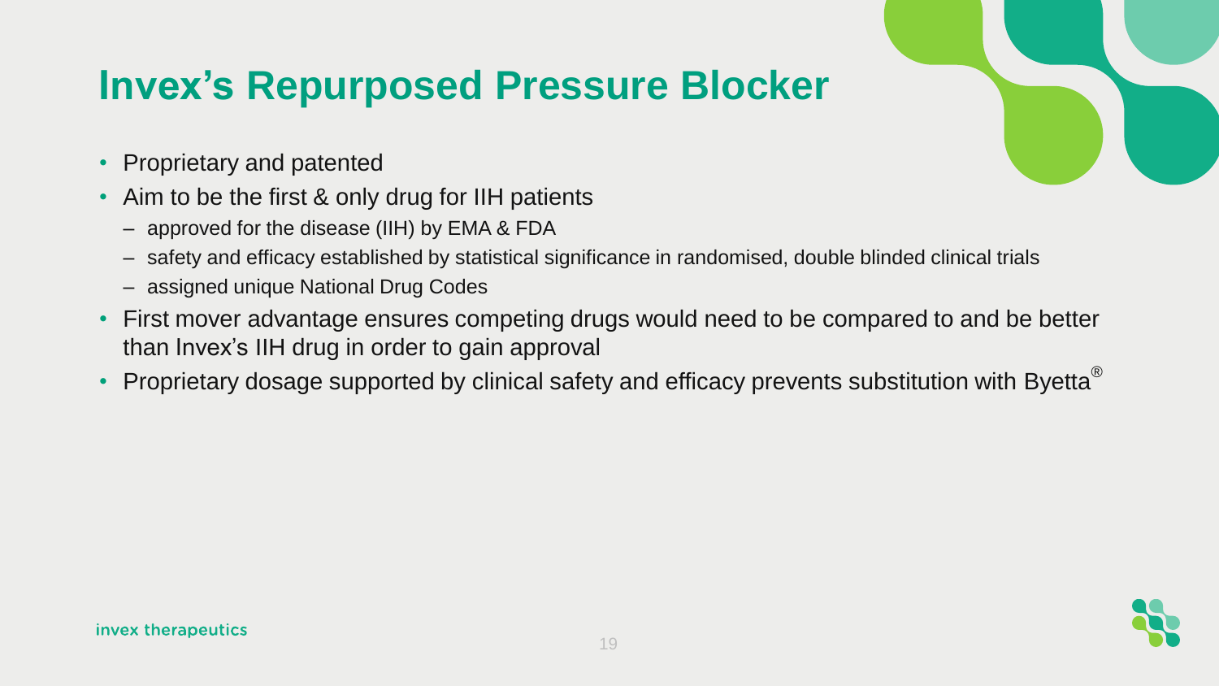# Invex's Repurposed Pressure Blocker

- Proprietary and patented
- Aim to be the first & only drug for IIH patients
  - approved for the disease (IIH) by EMA & FDA
  - safety and efficacy established by statistical significance in randomised, double blinded clinical trials
  - assigned unique National Drug Codes
- First mover advantage ensures competing drugs would need to be compared to and be better than Invex's IIH drug in order to gain approval
- Proprietary dosage supported by clinical safety and efficacy prevents substitution with Byetta®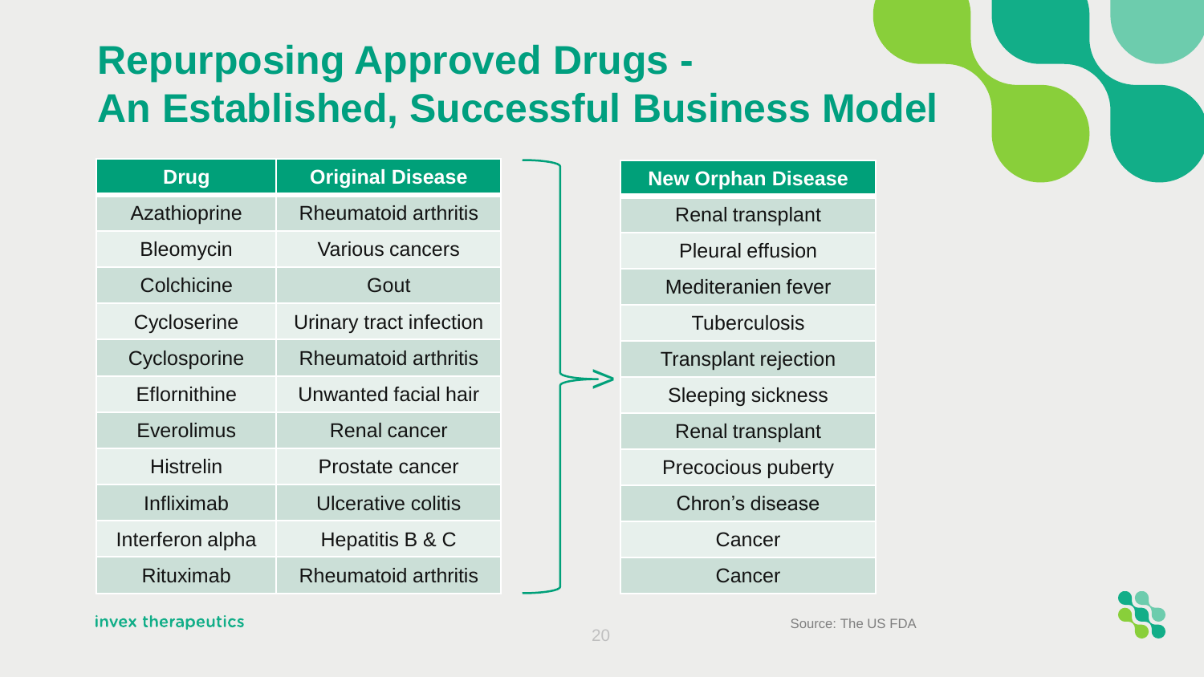# Repurposing Approved Drugs - An Established, Successful Business Model

| Drug | Original Disease | New Orphan Disease |
|---|---|---|
| Azathioprine | Rheumatoid arthritis | Renal transplant |
| Bleomycin | Various cancers | Pleural effusion |
| Colchicine | Gout | Mediteranien fever |
| Cycloserine | Urinary tract infection | Tuberculosis |
| Cyclosporine | Rheumatoid arthritis | Transplant rejection |
| Eflornithine | Unwanted facial hair | Sleeping sickness |
| Everolimus | Renal cancer | Renal transplant |
| Histrelin | Prostate cancer | Precocious puberty |
| Infliximab | Ulcerative colitis | Chron's disease |
| Interferon alpha | Hepatitis B & C | Cancer |
| Rituximab | Rheumatoid arthritis | Cancer |

invex therapeutics

Source: The US FDA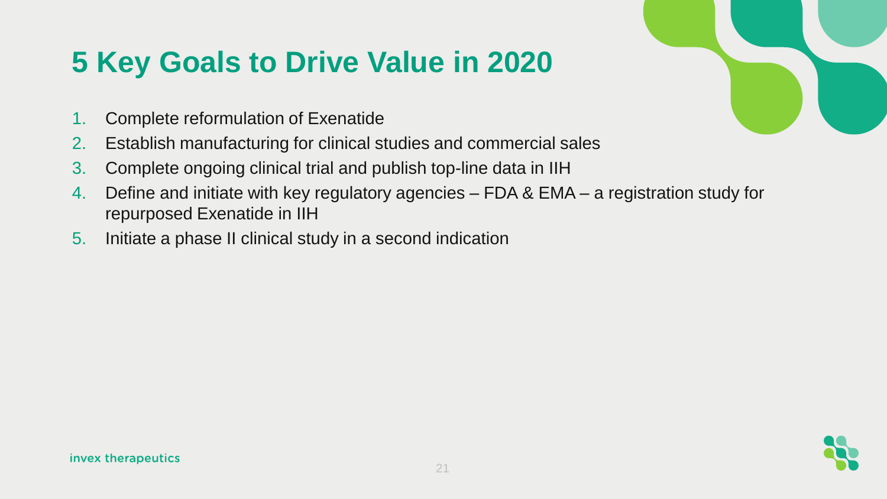# 5 Key Goals to Drive Value in 2020

1. Complete reformulation of Exenatide
2. Establish manufacturing for clinical studies and commercial sales
3. Complete ongoing clinical trial and publish top-line data in IIH
4. Define and initiate with key regulatory agencies – FDA & EMA – a registration study for repurposed Exenatide in IIH
5. Initiate a phase II clinical study in a second indication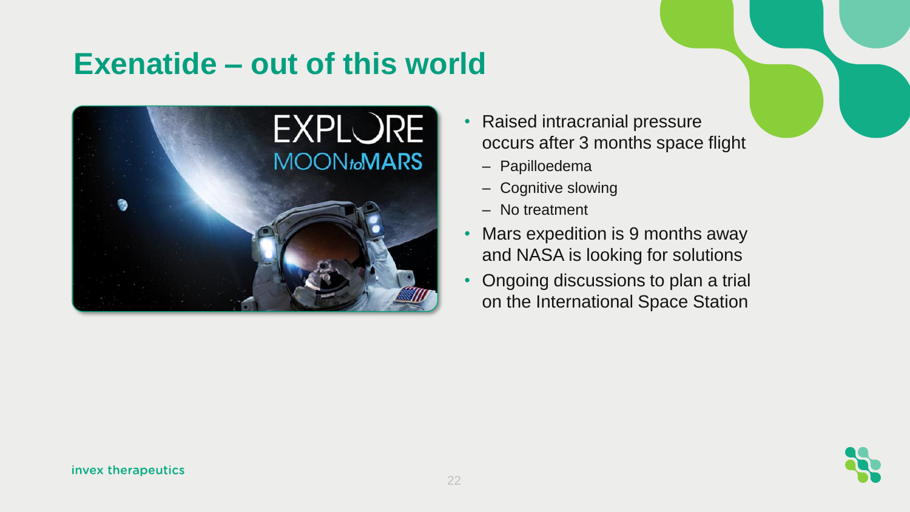# Exenatide – out of this world

- Raised intracranial pressure occurs after 3 months space flight
  - Papilloedema
  - Cognitive slowing
  - No treatment
- Mars expedition is 9 months away and NASA is looking for solutions
- Ongoing discussions to plan a trial on the International Space Station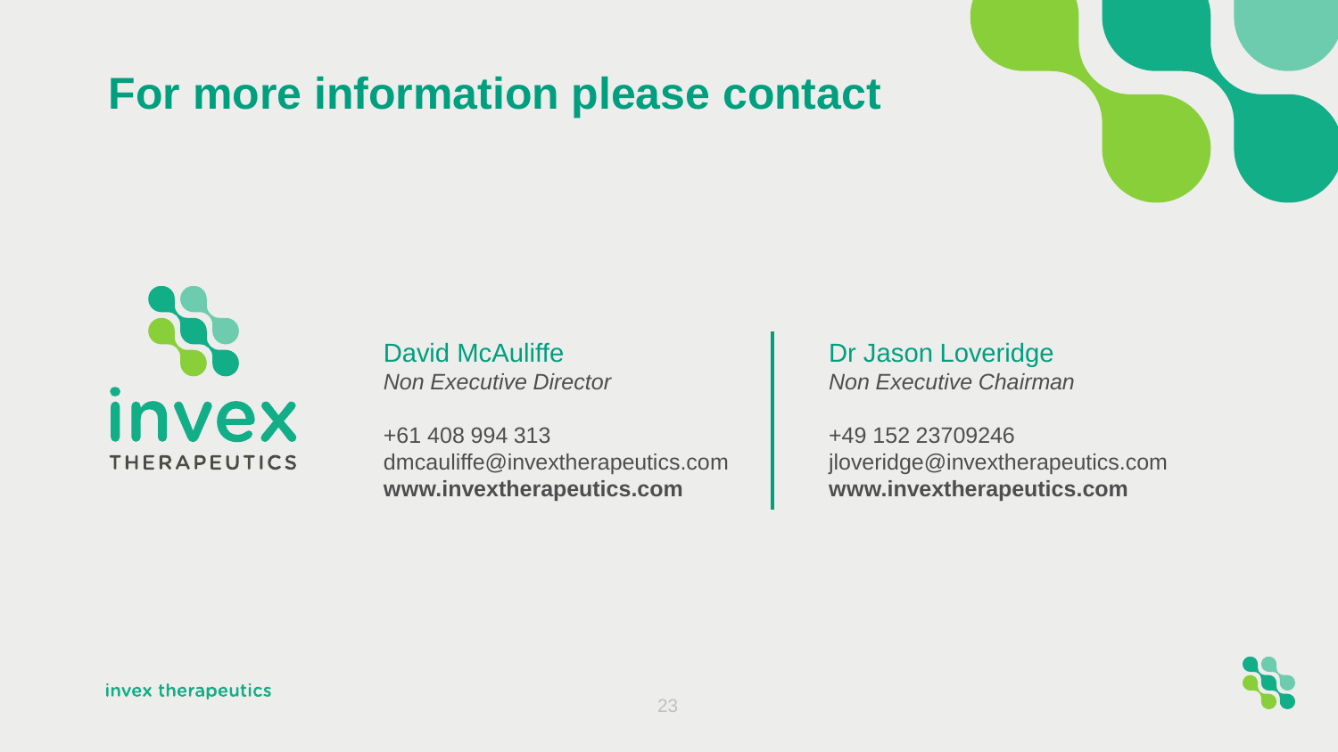# For more information please contact

invex THERAPEUTICS

David McAuliffe
*Non Executive Director*

+61 408 994 313
dmcauliffe@invextherapeutics.com
**www.invextherapeutics.com**

Dr Jason Loveridge
*Non Executive Chairman*

+49 152 23709246
jloveridge@invextherapeutics.com
**www.invextherapeutics.com**